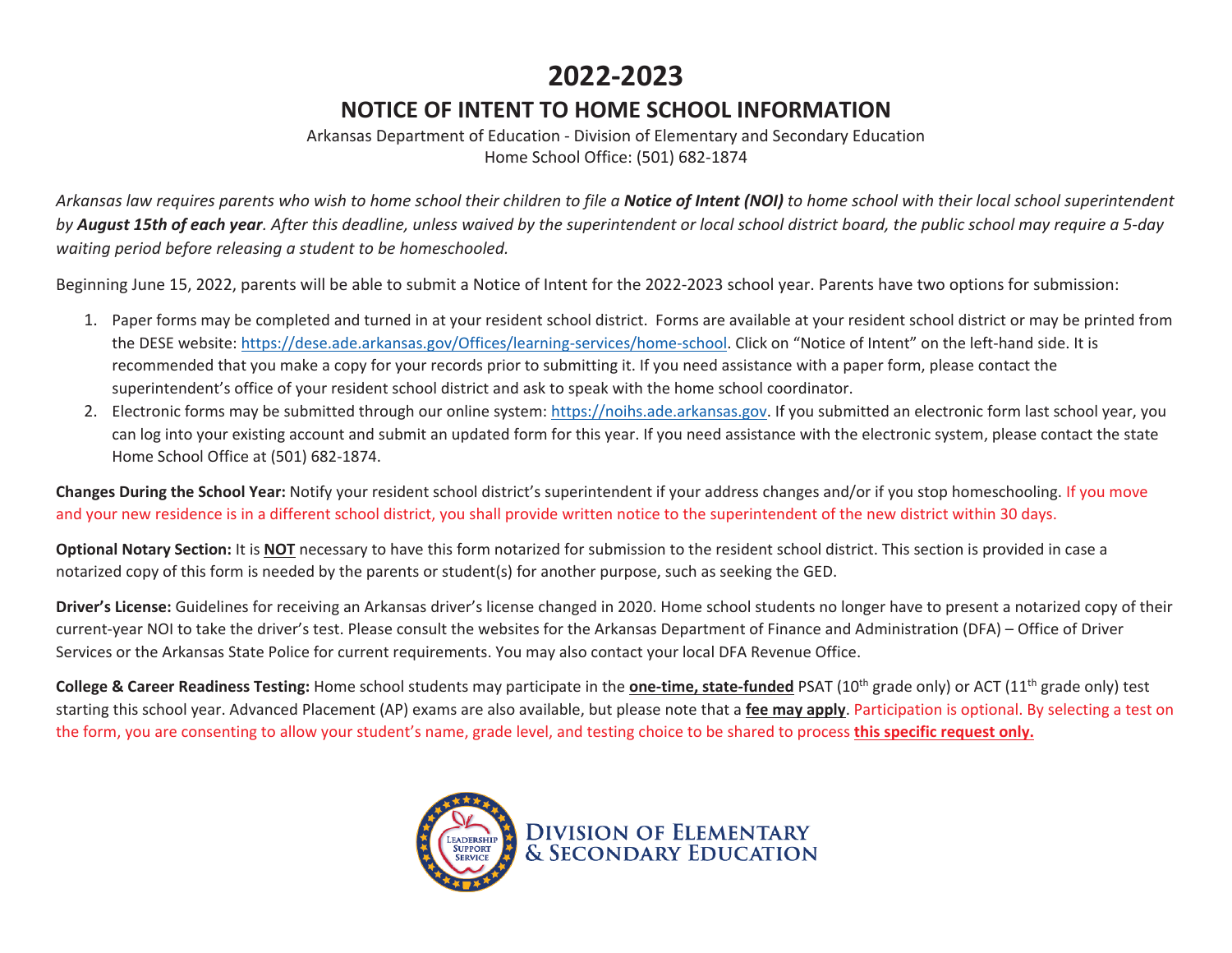# 2022-2023

## NOTICE OF INTENT TO HOME SCHOOL INFORMATION

Arkansas Department of Education - Division of Elementary and Secondary Education
Home School Office: (501) 682-1874

*Arkansas law requires parents who wish to home school their children to file a **Notice of Intent (NOI)** to home school with their local school superintendent by **August 15th of each year**. After this deadline, unless waived by the superintendent or local school district board, the public school may require a 5-day waiting period before releasing a student to be homeschooled.*

Beginning June 15, 2022, parents will be able to submit a Notice of Intent for the 2022-2023 school year. Parents have two options for submission:

1. Paper forms may be completed and turned in at your resident school district. Forms are available at your resident school district or may be printed from the DESE website: https://dese.ade.arkansas.gov/Offices/learning-services/home-school. Click on "Notice of Intent" on the left-hand side. It is recommended that you make a copy for your records prior to submitting it. If you need assistance with a paper form, please contact the superintendent's office of your resident school district and ask to speak with the home school coordinator.
2. Electronic forms may be submitted through our online system: https://noihs.ade.arkansas.gov. If you submitted an electronic form last school year, you can log into your existing account and submit an updated form for this year. If you need assistance with the electronic system, please contact the state Home School Office at (501) 682-1874.

**Changes During the School Year:** Notify your resident school district's superintendent if your address changes and/or if you stop homeschooling. If you move and your new residence is in a different school district, you shall provide written notice to the superintendent of the new district within 30 days.

**Optional Notary Section:** It is **NOT** necessary to have this form notarized for submission to the resident school district. This section is provided in case a notarized copy of this form is needed by the parents or student(s) for another purpose, such as seeking the GED.

**Driver's License:** Guidelines for receiving an Arkansas driver's license changed in 2020. Home school students no longer have to present a notarized copy of their current-year NOI to take the driver's test. Please consult the websites for the Arkansas Department of Finance and Administration (DFA) – Office of Driver Services or the Arkansas State Police for current requirements. You may also contact your local DFA Revenue Office.

**College & Career Readiness Testing:** Home school students may participate in the **one-time, state-funded** PSAT (10th grade only) or ACT (11th grade only) test starting this school year. Advanced Placement (AP) exams are also available, but please note that a **fee may apply**. Participation is optional. By selecting a test on the form, you are consenting to allow your student's name, grade level, and testing choice to be shared to process **this specific request only.**

Division of Elementary & Secondary Education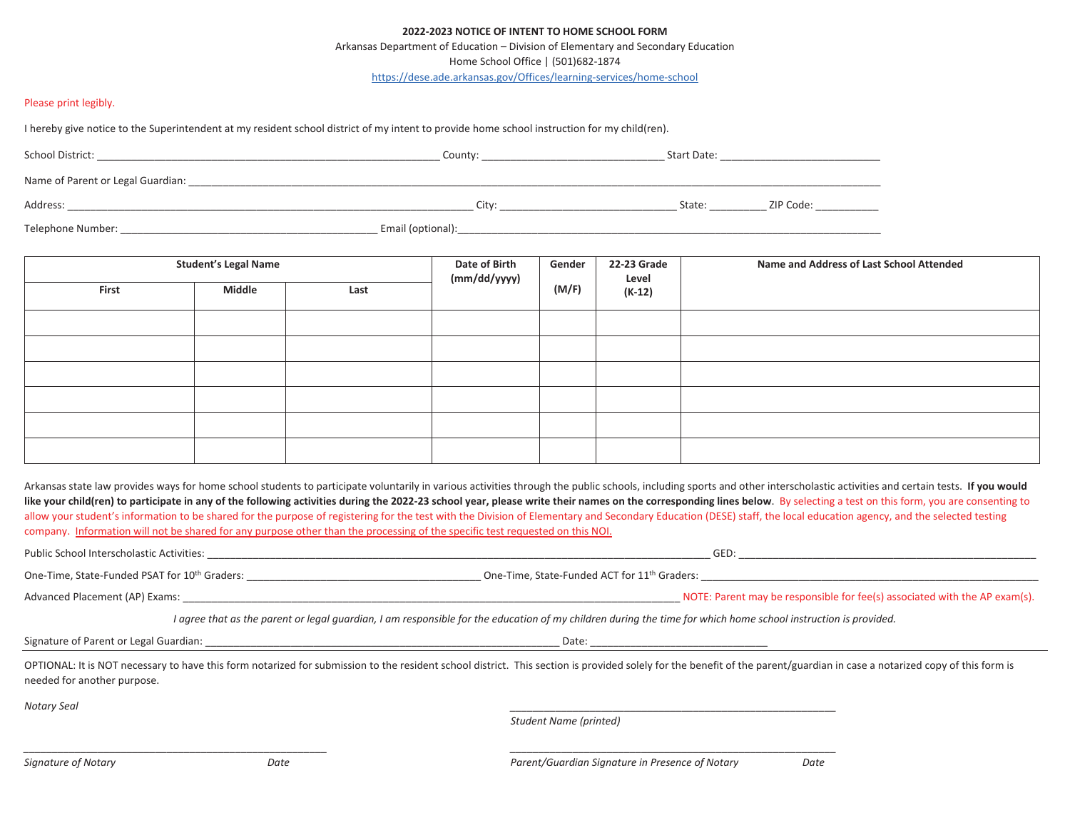**2022-2023 NOTICE OF INTENT TO HOME SCHOOL FORM**

Arkansas Department of Education – Division of Elementary and Secondary Education

Home School Office | (501)682-1874

https://dese.ade.arkansas.gov/Offices/learning-services/home-school

Please print legibly.

I hereby give notice to the Superintendent at my resident school district of my intent to provide home school instruction for my child(ren).

School District: ____________________ County: ____________________ Start Date: ____________________

Name of Parent or Legal Guardian: ________________________________________

Address: ____________________ City: ____________________ State: __________ ZIP Code: __________

Telephone Number: ____________________ Email (optional): ____________________

| Student's Legal Name | | | Date of Birth (mm/dd/yyyy) | Gender (M/F) | 22-23 Grade Level (K-12) | Name and Address of Last School Attended |
|---|---|---|---|---|---|---|
| First | Middle | Last | | | | |
| | | | | | | |
| | | | | | | |
| | | | | | | |
| | | | | | | |
| | | | | | | |
| | | | | | | |

Arkansas state law provides ways for home school students to participate voluntarily in various activities through the public schools, including sports and other interscholastic activities and certain tests. **If you would like your child(ren) to participate in any of the following activities during the 2022-23 school year, please write their names on the corresponding lines below**. By selecting a test on this form, you are consenting to allow your student's information to be shared for the purpose of registering for the test with the Division of Elementary and Secondary Education (DESE) staff, the local education agency, and the selected testing company. Information will not be shared for any purpose other than the processing of the specific test requested on this NOI.

Public School Interscholastic Activities: ____________________ GED: ____________________

One-Time, State-Funded PSAT for 10th Graders: ____________________ One-Time, State-Funded ACT for 11th Graders: ____________________

Advanced Placement (AP) Exams: ____________________ NOTE: Parent may be responsible for fee(s) associated with the AP exam(s).

*I agree that as the parent or legal guardian, I am responsible for the education of my children during the time for which home school instruction is provided.*

Signature of Parent or Legal Guardian: ____________________ Date: ____________________

OPTIONAL: It is NOT necessary to have this form notarized for submission to the resident school district. This section is provided solely for the benefit of the parent/guardian in case a notarized copy of this form is needed for another purpose.

*Notary Seal*

____________________

*Student Name (printed)*

____________________

*Signature of Notary* *Date*

____________________

*Parent/Guardian Signature in Presence of Notary* *Date*